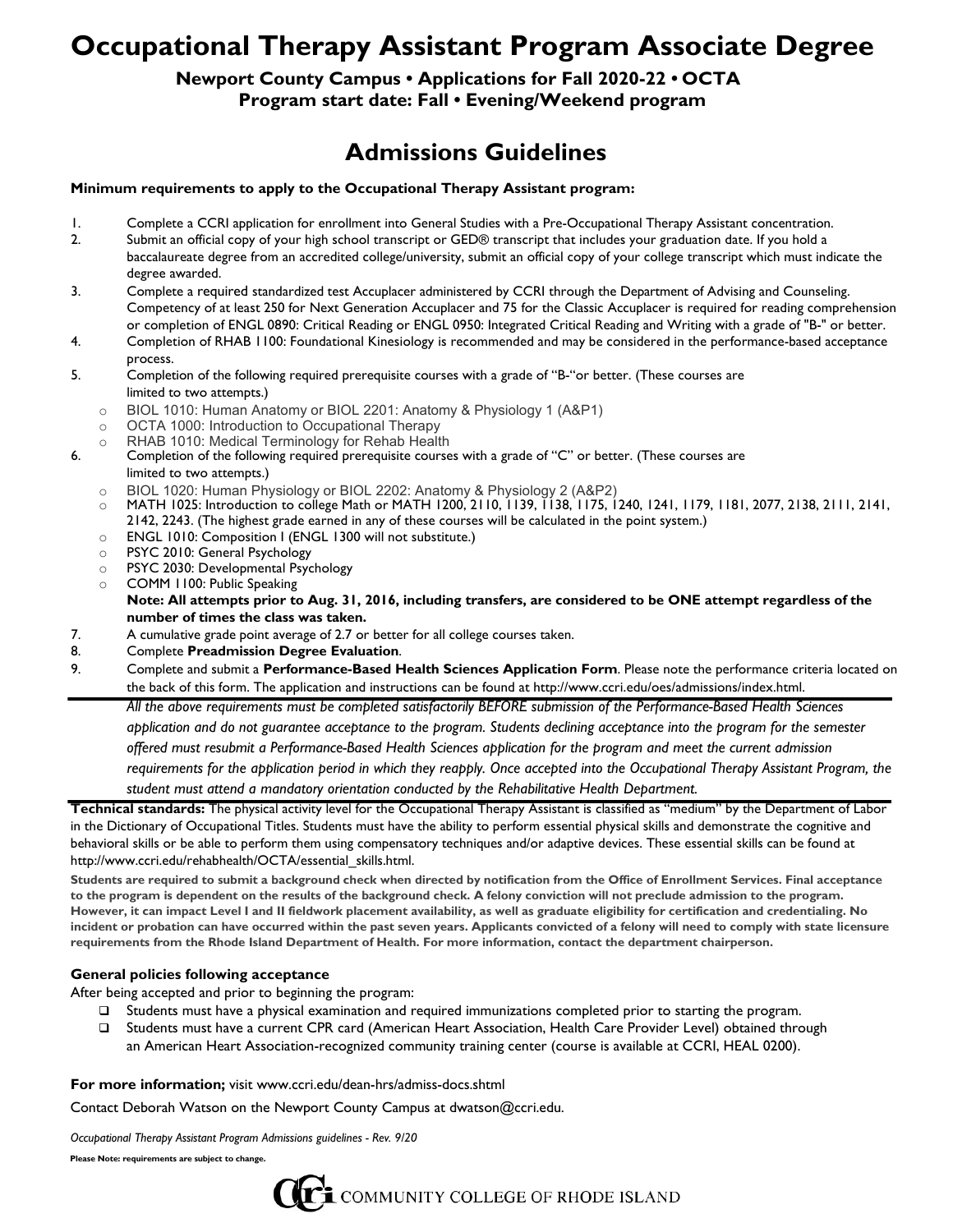# Occupational Therapy Assistant Program Associate Degree

**Newport County Campus • Applications for Fall 2020-22 • OCTA**
**Program start date: Fall • Evening/Weekend program**

## Admissions Guidelines

**Minimum requirements to apply to the Occupational Therapy Assistant program:**

1. Complete a CCRI application for enrollment into General Studies with a Pre-Occupational Therapy Assistant concentration.
2. Submit an official copy of your high school transcript or GED® transcript that includes your graduation date. If you hold a baccalaureate degree from an accredited college/university, submit an official copy of your college transcript which must indicate the degree awarded.
3. Complete a required standardized test Accuplacer administered by CCRI through the Department of Advising and Counseling. Competency of at least 250 for Next Generation Accuplacer and 75 for the Classic Accuplacer is required for reading comprehension or completion of ENGL 0890: Critical Reading or ENGL 0950: Integrated Critical Reading and Writing with a grade of "B-" or better.
4. Completion of RHAB 1100: Foundational Kinesiology is recommended and may be considered in the performance-based acceptance process.
5. Completion of the following required prerequisite courses with a grade of "B-"or better. (These courses are limited to two attempts.)
   - BIOL 1010: Human Anatomy or BIOL 2201: Anatomy & Physiology 1 (A&P1)
   - OCTA 1000: Introduction to Occupational Therapy
   - RHAB 1010: Medical Terminology for Rehab Health
6. Completion of the following required prerequisite courses with a grade of "C" or better. (These courses are limited to two attempts.)
   - BIOL 1020: Human Physiology or BIOL 2202: Anatomy & Physiology 2 (A&P2)
   - MATH 1025: Introduction to college Math or MATH 1200, 2110, 1139, 1138, 1175, 1240, 1241, 1179, 1181, 2077, 2138, 2111, 2141, 2142, 2243. (The highest grade earned in any of these courses will be calculated in the point system.)
   - ENGL 1010: Composition I (ENGL 1300 will not substitute.)
   - PSYC 2010: General Psychology
   - PSYC 2030: Developmental Psychology
   - COMM 1100: Public Speaking

   **Note: All attempts prior to Aug. 31, 2016, including transfers, are considered to be ONE attempt regardless of the number of times the class was taken.**
7. A cumulative grade point average of 2.7 or better for all college courses taken.
8. Complete **Preadmission Degree Evaluation**.
9. Complete and submit a **Performance-Based Health Sciences Application Form**. Please note the performance criteria located on the back of this form. The application and instructions can be found at http://www.ccri.edu/oes/admissions/index.html.

*All the above requirements must be completed satisfactorily BEFORE submission of the Performance-Based Health Sciences application and do not guarantee acceptance to the program. Students declining acceptance into the program for the semester offered must resubmit a Performance-Based Health Sciences application for the program and meet the current admission requirements for the application period in which they reapply. Once accepted into the Occupational Therapy Assistant Program, the student must attend a mandatory orientation conducted by the Rehabilitative Health Department.*

**Technical standards:** The physical activity level for the Occupational Therapy Assistant is classified as "medium" by the Department of Labor in the Dictionary of Occupational Titles. Students must have the ability to perform essential physical skills and demonstrate the cognitive and behavioral skills or be able to perform them using compensatory techniques and/or adaptive devices. These essential skills can be found at http://www.ccri.edu/rehabhealth/OCTA/essential_skills.html.

**Students are required to submit a background check when directed by notification from the Office of Enrollment Services. Final acceptance to the program is dependent on the results of the background check. A felony conviction will not preclude admission to the program. However, it can impact Level I and II fieldwork placement availability, as well as graduate eligibility for certification and credentialing. No incident or probation can have occurred within the past seven years. Applicants convicted of a felony will need to comply with state licensure requirements from the Rhode Island Department of Health. For more information, contact the department chairperson.**

### General policies following acceptance

After being accepted and prior to beginning the program:

- Students must have a physical examination and required immunizations completed prior to starting the program.
- Students must have a current CPR card (American Heart Association, Health Care Provider Level) obtained through an American Heart Association-recognized community training center (course is available at CCRI, HEAL 0200).

**For more information;** visit www.ccri.edu/dean-hrs/admiss-docs.shtml

Contact Deborah Watson on the Newport County Campus at dwatson@ccri.edu.

*Occupational Therapy Assistant Program Admissions guidelines - Rev. 9/20*

**Please Note: requirements are subject to change.**

COMMUNITY COLLEGE OF RHODE ISLAND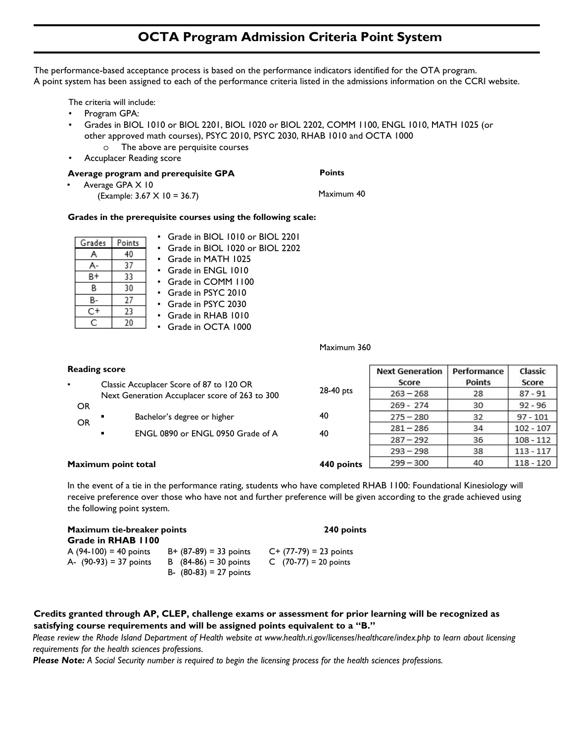# OCTA Program Admission Criteria Point System

The performance-based acceptance process is based on the performance indicators identified for the OTA program.
A point system has been assigned to each of the performance criteria listed in the admissions information on the CCRI website.

The criteria will include:

- Program GPA:
- Grades in BIOL 1010 or BIOL 2201, BIOL 1020 or BIOL 2202, COMM 1100, ENGL 1010, MATH 1025 (or other approved math courses), PSYC 2010, PSYC 2030, RHAB 1010 and OCTA 1000
  - The above are perquisite courses
- Accuplacer Reading score

**Average program and prerequisite GPA** — **Points**

- Average GPA X 10
  (Example: 3.67 X 10 = 36.7) — Maximum 40

**Grades in the prerequisite courses using the following scale:**

| Grades | Points |
|---|---|
| A | 40 |
| A- | 37 |
| B+ | 33 |
| B | 30 |
| B- | 27 |
| C+ | 23 |
| C | 20 |

- Grade in BIOL 1010 or BIOL 2201
- Grade in BIOL 1020 or BIOL 2202
- Grade in MATH 1025
- Grade in ENGL 1010
- Grade in COMM 1100
- Grade in PSYC 2010
- Grade in PSYC 2030
- Grade in RHAB 1010
- Grade in OCTA 1000

Maximum 360

**Reading score**

- Classic Accuplacer Score of 87 to 120 OR
  Next Generation Accuplacer score of 263 to 300 — 28-40 pts

OR
- Bachelor's degree or higher — 40

OR
- ENGL 0890 or ENGL 0950 Grade of A — 40

| Next Generation Score | Performance Points | Classic Score |
|---|---|---|
| 263 – 268 | 28 | 87 - 91 |
| 269 - 274 | 30 | 92 - 96 |
| 275 – 280 | 32 | 97 - 101 |
| 281 – 286 | 34 | 102 - 107 |
| 287 – 292 | 36 | 108 - 112 |
| 293 – 298 | 38 | 113 - 117 |
| 299 – 300 | 40 | 118 - 120 |

**Maximum point total** — **440 points**

In the event of a tie in the performance rating, students who have completed RHAB 1100: Foundational Kinesiology will receive preference over those who have not and further preference will be given according to the grade achieved using the following point system.

**Maximum tie-breaker points** — **240 points**

**Grade in RHAB 1100**

| | | |
|---|---|---|
| A (94-100) = 40 points | B+ (87-89) = 33 points | C+ (77-79) = 23 points |
| A- (90-93) = 37 points | B (84-86) = 30 points | C (70-77) = 20 points |
| | B- (80-83) = 27 points | |

**Credits granted through AP, CLEP, challenge exams or assessment for prior learning will be recognized as satisfying course requirements and will be assigned points equivalent to a "B."**

*Please review the Rhode Island Department of Health website at www.health.ri.gov/licenses/healthcare/index.php to learn about licensing requirements for the health sciences professions.*

***Please Note:*** *A Social Security number is required to begin the licensing process for the health sciences professions.*